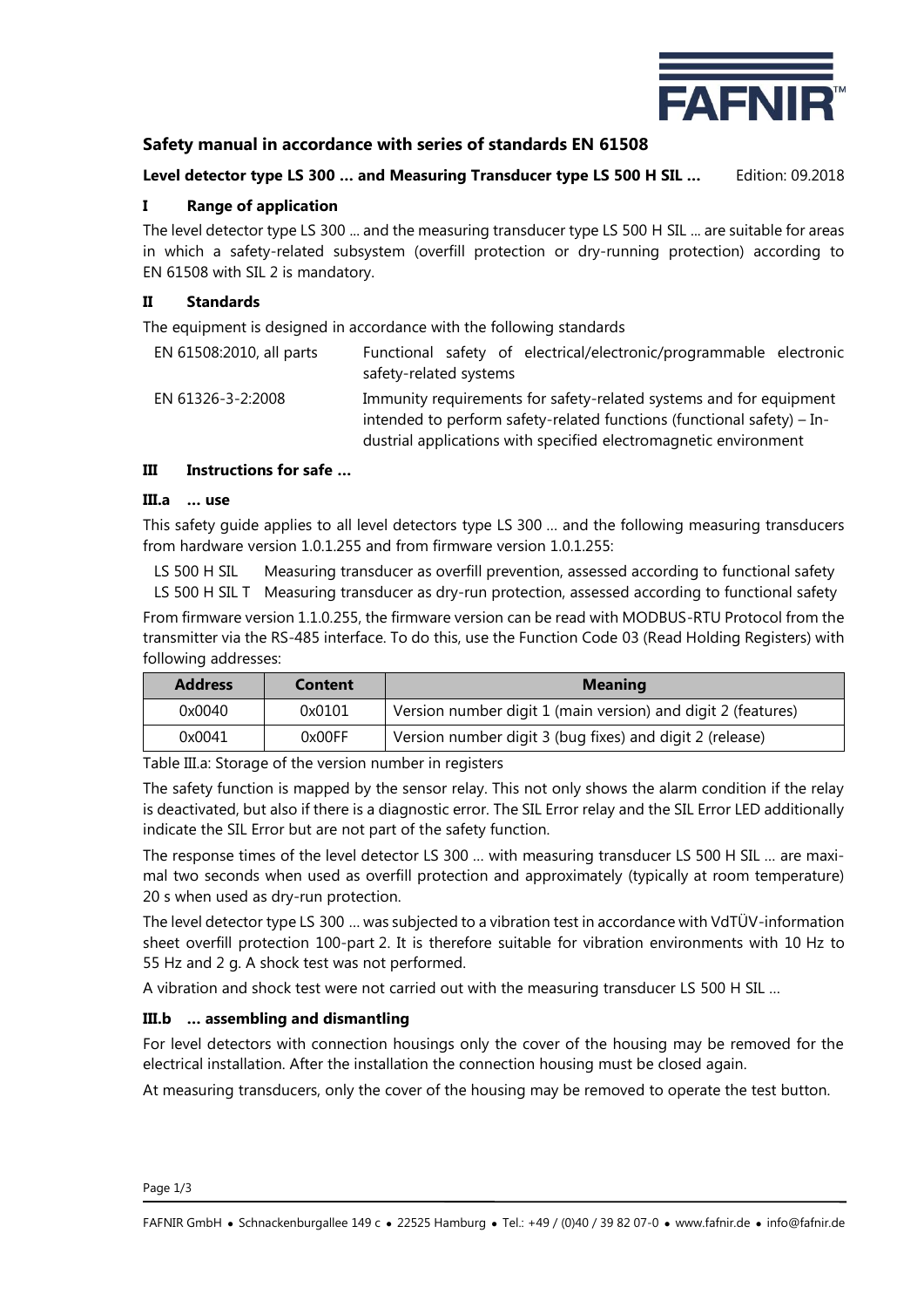## Safety manual in accordance with series of standards EN 61508

**Level detector type LS 300 … and Measuring Transducer type LS 500 H SIL …** Edition: 09.2018

### I Range of application

The level detector type LS 300 ... and the measuring transducer type LS 500 H SIL ... are suitable for areas in which a safety-related subsystem (overfill protection or dry-running protection) according to EN 61508 with SIL 2 is mandatory.

### II Standards

The equipment is designed in accordance with the following standards

| | |
|---|---|
| EN 61508:2010, all parts | Functional safety of electrical/electronic/programmable electronic safety-related systems |
| EN 61326-3-2:2008 | Immunity requirements for safety-related systems and for equipment intended to perform safety-related functions (functional safety) – Industrial applications with specified electromagnetic environment |

### III Instructions for safe …

#### III.a … use

This safety guide applies to all level detectors type LS 300 … and the following measuring transducers from hardware version 1.0.1.255 and from firmware version 1.0.1.255:

LS 500 H SIL Measuring transducer as overfill prevention, assessed according to functional safety
LS 500 H SIL T Measuring transducer as dry-run protection, assessed according to functional safety

From firmware version 1.1.0.255, the firmware version can be read with MODBUS-RTU Protocol from the transmitter via the RS-485 interface. To do this, use the Function Code 03 (Read Holding Registers) with following addresses:

| Address | Content | Meaning |
|---|---|---|
| 0x0040 | 0x0101 | Version number digit 1 (main version) and digit 2 (features) |
| 0x0041 | 0x00FF | Version number digit 3 (bug fixes) and digit 2 (release) |

Table III.a: Storage of the version number in registers

The safety function is mapped by the sensor relay. This not only shows the alarm condition if the relay is deactivated, but also if there is a diagnostic error. The SIL Error relay and the SIL Error LED additionally indicate the SIL Error but are not part of the safety function.

The response times of the level detector LS 300 … with measuring transducer LS 500 H SIL … are maximal two seconds when used as overfill protection and approximately (typically at room temperature) 20 s when used as dry-run protection.

The level detector type LS 300 … was subjected to a vibration test in accordance with VdTÜV-information sheet overfill protection 100-part 2. It is therefore suitable for vibration environments with 10 Hz to 55 Hz and 2 g. A shock test was not performed.

A vibration and shock test were not carried out with the measuring transducer LS 500 H SIL …

#### III.b … assembling and dismantling

For level detectors with connection housings only the cover of the housing may be removed for the electrical installation. After the installation the connection housing must be closed again.

At measuring transducers, only the cover of the housing may be removed to operate the test button.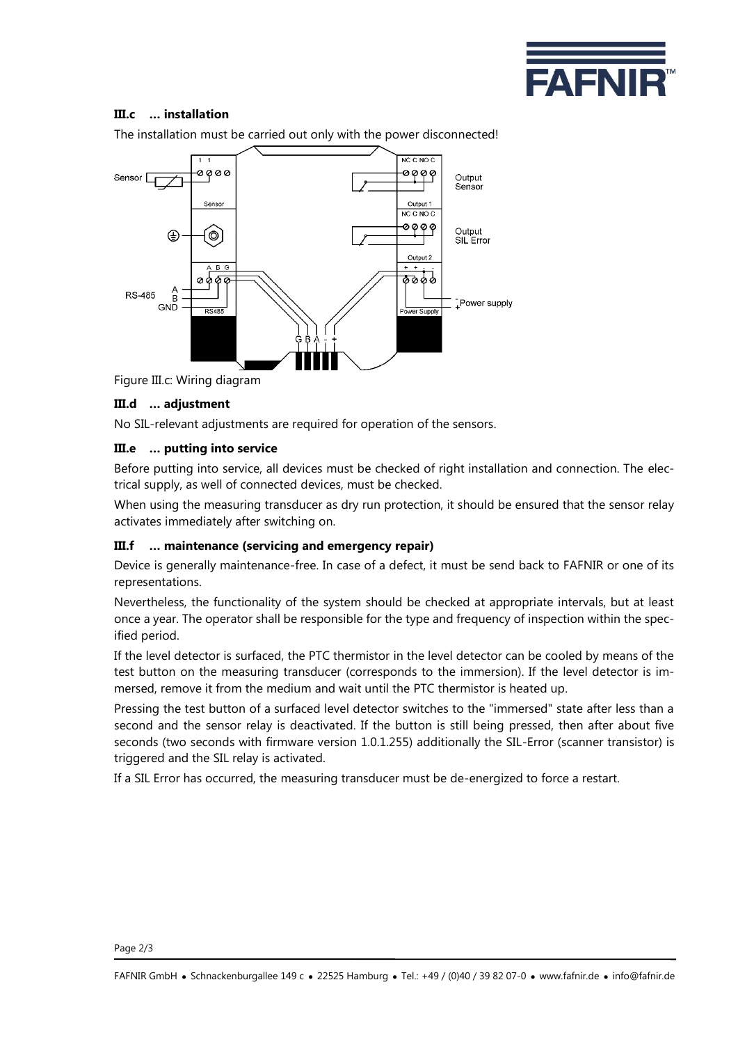### III.c … installation

The installation must be carried out only with the power disconnected!

Sensor

Output Sensor

Output SIL Error

RS-485 A B GND

Power supply

Figure III.c: Wiring diagram

### III.d … adjustment

No SIL-relevant adjustments are required for operation of the sensors.

### III.e … putting into service

Before putting into service, all devices must be checked of right installation and connection. The electrical supply, as well of connected devices, must be checked.

When using the measuring transducer as dry run protection, it should be ensured that the sensor relay activates immediately after switching on.

### III.f … maintenance (servicing and emergency repair)

Device is generally maintenance-free. In case of a defect, it must be send back to FAFNIR or one of its representations.

Nevertheless, the functionality of the system should be checked at appropriate intervals, but at least once a year. The operator shall be responsible for the type and frequency of inspection within the specified period.

If the level detector is surfaced, the PTC thermistor in the level detector can be cooled by means of the test button on the measuring transducer (corresponds to the immersion). If the level detector is immersed, remove it from the medium and wait until the PTC thermistor is heated up.

Pressing the test button of a surfaced level detector switches to the "immersed" state after less than a second and the sensor relay is deactivated. If the button is still being pressed, then after about five seconds (two seconds with firmware version 1.0.1.255) additionally the SIL-Error (scanner transistor) is triggered and the SIL relay is activated.

If a SIL Error has occurred, the measuring transducer must be de-energized to force a restart.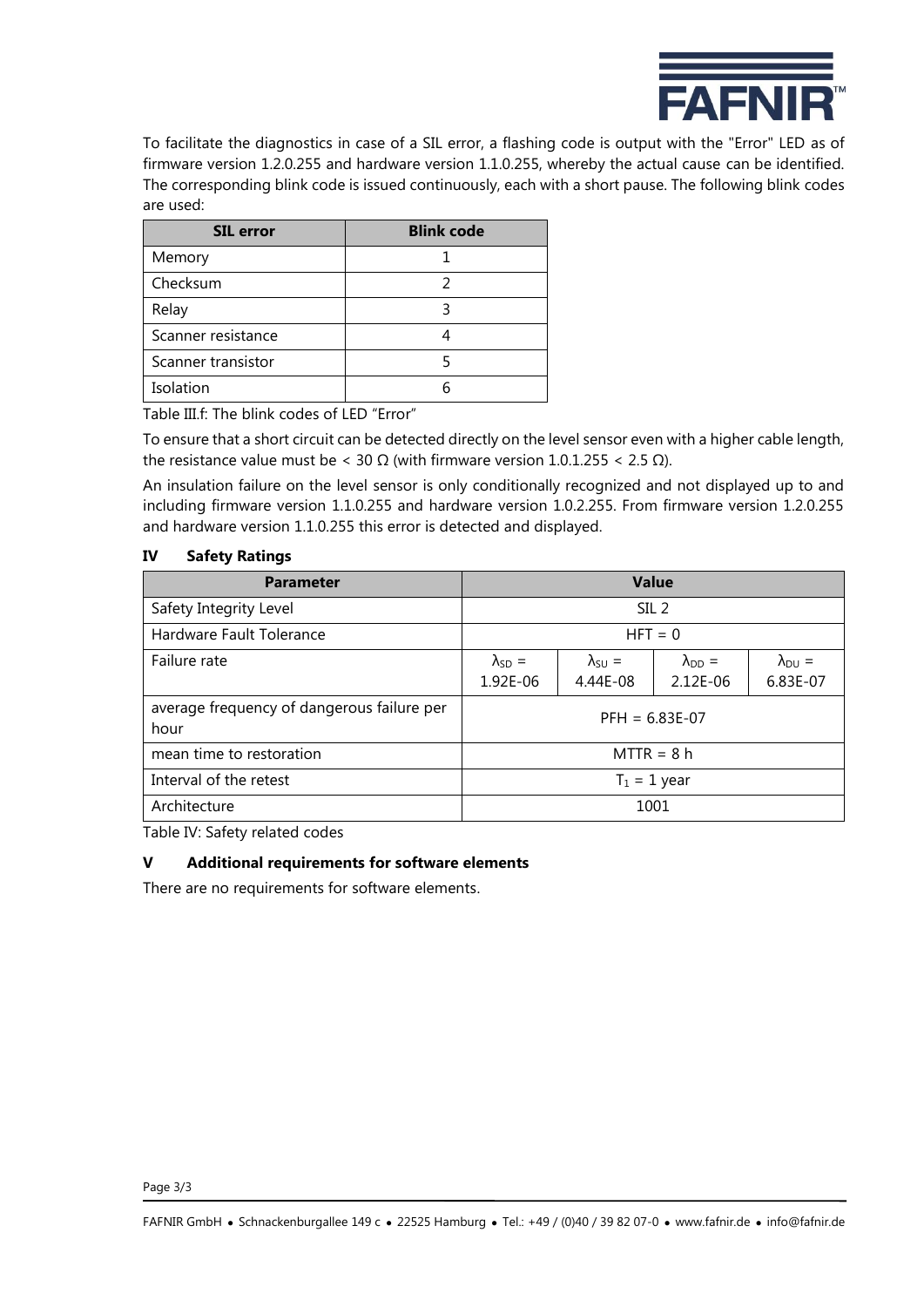To facilitate the diagnostics in case of a SIL error, a flashing code is output with the "Error" LED as of firmware version 1.2.0.255 and hardware version 1.1.0.255, whereby the actual cause can be identified. The corresponding blink code is issued continuously, each with a short pause. The following blink codes are used:

| SIL error | Blink code |
| --- | --- |
| Memory | 1 |
| Checksum | 2 |
| Relay | 3 |
| Scanner resistance | 4 |
| Scanner transistor | 5 |
| Isolation | 6 |

Table III.f: The blink codes of LED "Error"

To ensure that a short circuit can be detected directly on the level sensor even with a higher cable length, the resistance value must be < 30 Ω (with firmware version 1.0.1.255 < 2.5 Ω).

An insulation failure on the level sensor is only conditionally recognized and not displayed up to and including firmware version 1.1.0.255 and hardware version 1.0.2.255. From firmware version 1.2.0.255 and hardware version 1.1.0.255 this error is detected and displayed.

## IV Safety Ratings

| Parameter | Value | | | |
| --- | --- | --- | --- | --- |
| Safety Integrity Level | SIL 2 | | | |
| Hardware Fault Tolerance | HFT = 0 | | | |
| Failure rate | $\lambda_{SD}$ = 1.92E-06 | $\lambda_{SU}$ = 4.44E-08 | $\lambda_{DD}$ = 2.12E-06 | $\lambda_{DU}$ = 6.83E-07 |
| average frequency of dangerous failure per hour | PFH = 6.83E-07 | | | |
| mean time to restoration | MTTR = 8 h | | | |
| Interval of the retest | $T_1$ = 1 year | | | |
| Architecture | 1001 | | | |

Table IV: Safety related codes

## V Additional requirements for software elements

There are no requirements for software elements.